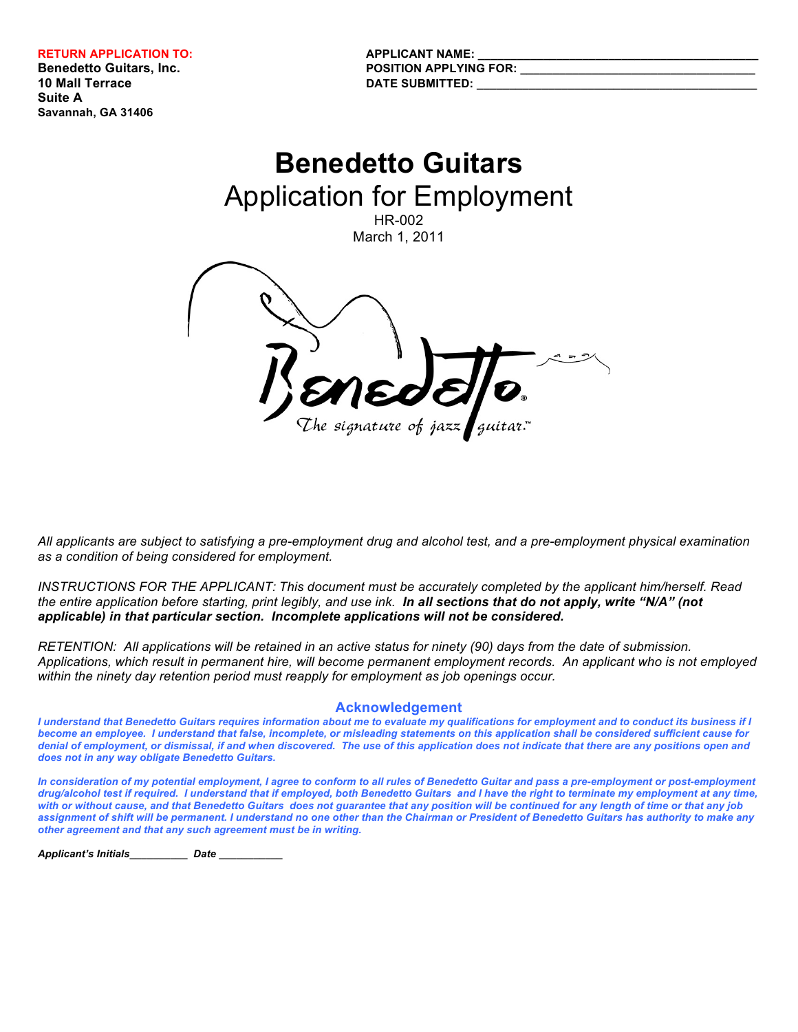**RETURN APPLICATION TO:**
**Benedetto Guitars, Inc.**
**10 Mall Terrace**
**Suite A**
**Savannah, GA 31406**

**APPLICANT NAME:** ________________________________________
**POSITION APPLYING FOR:** __________________________________
**DATE SUBMITTED:** ________________________________________

# Benedetto Guitars

## Application for Employment

HR-002
March 1, 2011

*All applicants are subject to satisfying a pre-employment drug and alcohol test, and a pre-employment physical examination as a condition of being considered for employment.*

*INSTRUCTIONS FOR THE APPLICANT: This document must be accurately completed by the applicant him/herself. Read the entire application before starting, print legibly, and use ink.* ***In all sections that do not apply, write "N/A" (not applicable) in that particular section. Incomplete applications will not be considered.***

*RETENTION: All applications will be retained in an active status for ninety (90) days from the date of submission. Applications, which result in permanent hire, will become permanent employment records. An applicant who is not employed within the ninety day retention period must reapply for employment as job openings occur.*

### Acknowledgement

***I understand that Benedetto Guitars requires information about me to evaluate my qualifications for employment and to conduct its business if I become an employee. I understand that false, incomplete, or misleading statements on this application shall be considered sufficient cause for denial of employment, or dismissal, if and when discovered. The use of this application does not indicate that there are any positions open and does not in any way obligate Benedetto Guitars.***

***In consideration of my potential employment, I agree to conform to all rules of Benedetto Guitar and pass a pre-employment or post-employment drug/alcohol test if required. I understand that if employed, both Benedetto Guitars and I have the right to terminate my employment at any time, with or without cause, and that Benedetto Guitars does not guarantee that any position will be continued for any length of time or that any job assignment of shift will be permanent. I understand no one other than the Chairman or President of Benedetto Guitars has authority to make any other agreement and that any such agreement must be in writing.***

***Applicant's Initials__________ Date ___________***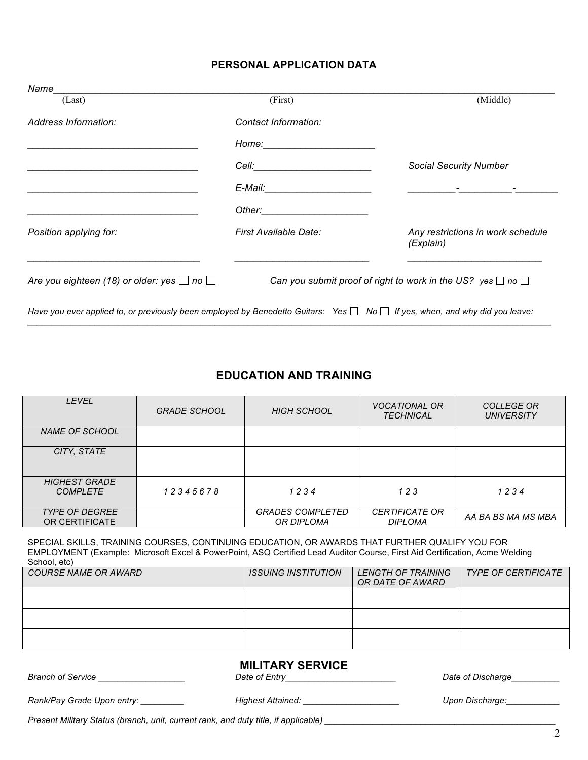## PERSONAL APPLICATION DATA

*Name*\_\_\_\_\_\_\_\_\_\_\_\_\_\_\_\_\_\_\_\_\_\_\_\_\_\_\_\_\_\_\_\_\_\_\_\_\_\_\_\_\_\_\_\_\_\_\_\_\_\_\_\_\_\_\_\_\_\_\_\_\_\_\_\_\_\_\_\_\_\_\_\_\_\_\_\_

(Last) (First) (Middle)

*Address Information:*

\_\_\_\_\_\_\_\_\_\_\_\_\_\_\_\_\_\_\_\_\_\_\_\_\_\_\_\_\_\_\_\_

\_\_\_\_\_\_\_\_\_\_\_\_\_\_\_\_\_\_\_\_\_\_\_\_\_\_\_\_\_\_\_\_

\_\_\_\_\_\_\_\_\_\_\_\_\_\_\_\_\_\_\_\_\_\_\_\_\_\_\_\_\_\_\_\_

\_\_\_\_\_\_\_\_\_\_\_\_\_\_\_\_\_\_\_\_\_\_\_\_\_\_\_\_\_\_\_\_

*Contact Information:*

*Home:*\_\_\_\_\_\_\_\_\_\_\_\_\_\_\_\_\_\_\_\_\_

*Cell:*\_\_\_\_\_\_\_\_\_\_\_\_\_\_\_\_\_\_\_\_\_\_

*E-Mail:*\_\_\_\_\_\_\_\_\_\_\_\_\_\_\_\_\_\_\_\_

*Other:*\_\_\_\_\_\_\_\_\_\_\_\_\_\_\_\_\_\_\_\_

*Social Security Number*

\_\_\_\_\_\_\_\_\_-\_\_\_\_\_\_\_\_\_\_-\_\_\_\_\_\_\_\_

*Position applying for:* \_\_\_\_\_\_\_\_\_\_\_\_\_\_\_\_\_\_\_\_\_\_\_\_\_\_\_\_\_\_\_\_

*First Available Date:* \_\_\_\_\_\_\_\_\_\_\_\_\_\_\_\_\_\_\_\_\_\_\_\_\_\_

*Any restrictions in work schedule (Explain)* \_\_\_\_\_\_\_\_\_\_\_\_\_\_\_\_\_\_\_\_\_\_\_\_\_\_

*Are you eighteen (18) or older: yes* ☐ *no* ☐

*Can you submit proof of right to work in the US? yes* ☐ *no* ☐

*Have you ever applied to, or previously been employed by Benedetto Guitars: Yes* ☐ *No* ☐ *If yes, when, and why did you leave:*
\_\_\_\_\_\_\_\_\_\_\_\_\_\_\_\_\_\_\_\_\_\_\_\_\_\_\_\_\_\_\_\_\_\_\_\_\_\_\_\_\_\_\_\_\_\_\_\_\_\_\_\_\_\_\_\_\_\_\_\_\_\_\_\_\_\_\_\_\_\_\_\_\_\_\_\_\_\_\_\_\_\_\_\_\_\_\_\_

## EDUCATION AND TRAINING

| *LEVEL* | *GRADE SCHOOL* | *HIGH SCHOOL* | *VOCATIONAL OR TECHNICAL* | *COLLEGE OR UNIVERSITY* |
|---|---|---|---|---|
| *NAME OF SCHOOL* | | | | |
| *CITY, STATE* | | | | |
| *HIGHEST GRADE COMPLETE* | *1 2 3 4 5 6 7 8* | *1 2 3 4* | *1 2 3* | *1 2 3 4* |
| *TYPE OF DEGREE OR CERTIFICATE* | | *GRADES COMPLETED OR DIPLOMA* | *CERTIFICATE OR DIPLOMA* | *AA BA BS MA MS MBA* |

SPECIAL SKILLS, TRAINING COURSES, CONTINUING EDUCATION, OR AWARDS THAT FURTHER QUALIFY YOU FOR EMPLOYMENT (Example: Microsoft Excel & PowerPoint, ASQ Certified Lead Auditor Course, First Aid Certification, Acme Welding School, etc)

| *COURSE NAME OR AWARD* | *ISSUING INSTITUTION* | *LENGTH OF TRAINING OR DATE OF AWARD* | *TYPE OF CERTIFICATE* |
|---|---|---|---|
| | | | |
| | | | |
| | | | |

## MILITARY SERVICE

*Branch of Service* \_\_\_\_\_\_\_\_\_\_\_\_\_\_\_\_\_\_ *Date of Entry*\_\_\_\_\_\_\_\_\_\_\_\_\_\_\_\_\_\_\_\_\_\_\_\_ *Date of Discharge*\_\_\_\_\_\_\_\_\_\_

*Rank/Pay Grade Upon entry:* \_\_\_\_\_\_\_\_\_ *Highest Attained:* \_\_\_\_\_\_\_\_\_\_\_\_\_\_\_\_\_\_\_\_ *Upon Discharge:*\_\_\_\_\_\_\_\_\_\_\_

*Present Military Status (branch, unit, current rank, and duty title, if applicable)* \_\_\_\_\_\_\_\_\_\_\_\_\_\_\_\_\_\_\_\_\_\_\_\_\_\_\_\_\_\_\_\_\_\_\_\_\_\_\_\_\_\_\_\_\_\_\_\_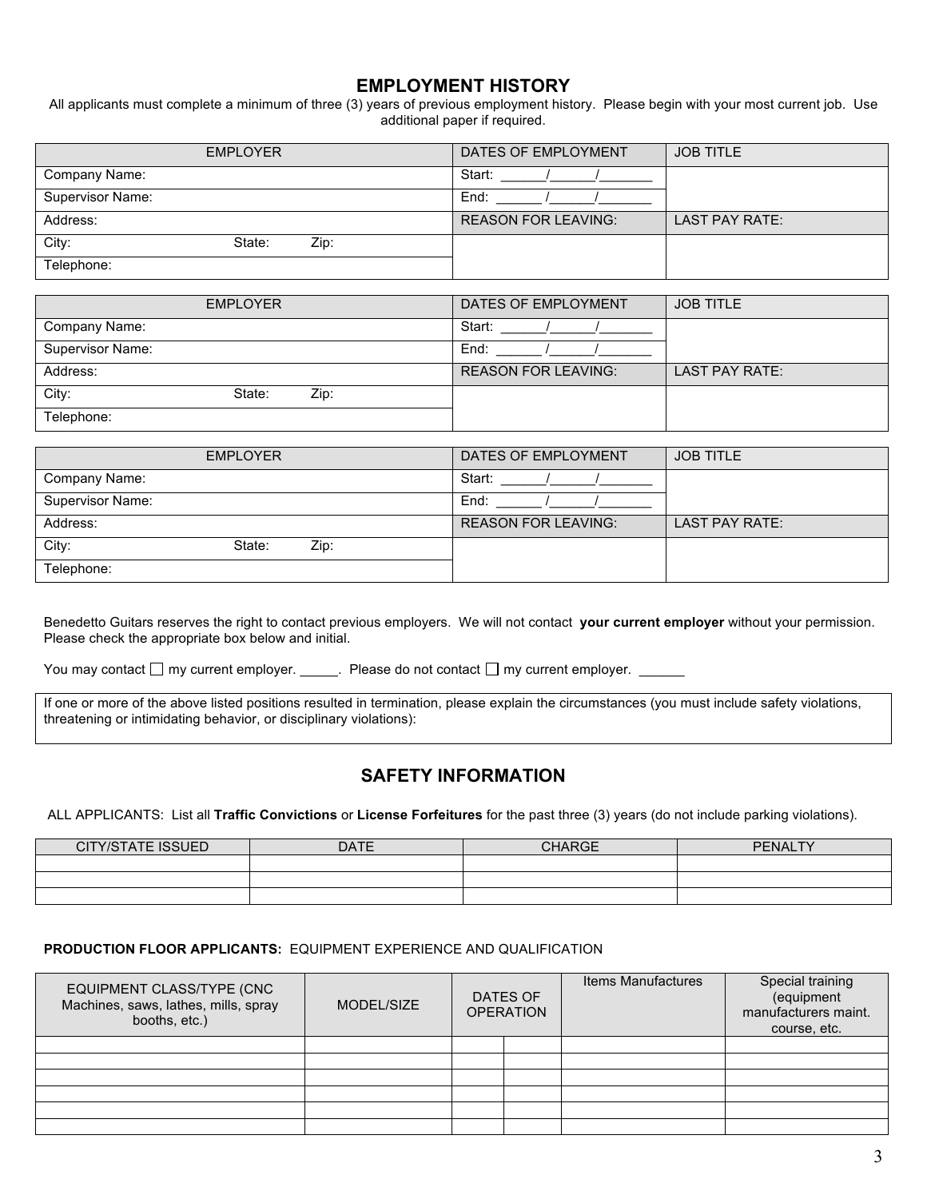## EMPLOYMENT HISTORY

All applicants must complete a minimum of three (3) years of previous employment history. Please begin with your most current job. Use additional paper if required.

| EMPLOYER | | | DATES OF EMPLOYMENT | JOB TITLE |
|---|---|---|---|---|
| Company Name: | | | Start: ______/______/_______ | |
| Supervisor Name: | | | End: ______/______/_______ | |
| Address: | | | REASON FOR LEAVING: | LAST PAY RATE: |
| City: | State: | Zip: | | |
| Telephone: | | | | |

| EMPLOYER | | | DATES OF EMPLOYMENT | JOB TITLE |
|---|---|---|---|---|
| Company Name: | | | Start: ______/______/_______ | |
| Supervisor Name: | | | End: ______/______/_______ | |
| Address: | | | REASON FOR LEAVING: | LAST PAY RATE: |
| City: | State: | Zip: | | |
| Telephone: | | | | |

| EMPLOYER | | | DATES OF EMPLOYMENT | JOB TITLE |
|---|---|---|---|---|
| Company Name: | | | Start: ______/______/_______ | |
| Supervisor Name: | | | End: ______/______/_______ | |
| Address: | | | REASON FOR LEAVING: | LAST PAY RATE: |
| City: | State: | Zip: | | |
| Telephone: | | | | |

Benedetto Guitars reserves the right to contact previous employers. We will not contact **your current employer** without your permission. Please check the appropriate box below and initial.

You may contact ☐ my current employer. _____. Please do not contact ☐ my current employer. ______

| If one or more of the above listed positions resulted in termination, please explain the circumstances (you must include safety violations, threatening or intimidating behavior, or disciplinary violations): |
|---|
| |

## SAFETY INFORMATION

ALL APPLICANTS: List all **Traffic Convictions** or **License Forfeitures** for the past three (3) years (do not include parking violations).

| CITY/STATE ISSUED | DATE | CHARGE | PENALTY |
|---|---|---|---|
| | | | |
| | | | |
| | | | |

**PRODUCTION FLOOR APPLICANTS:** EQUIPMENT EXPERIENCE AND QUALIFICATION

| EQUIPMENT CLASS/TYPE (CNC Machines, saws, lathes, mills, spray booths, etc.) | MODEL/SIZE | DATES OF OPERATION | | Items Manufactures | Special training (equipment manufacturers maint. course, etc. |
|---|---|---|---|---|---|
| | | | | | |
| | | | | | |
| | | | | | |
| | | | | | |
| | | | | | |
| | | | | | |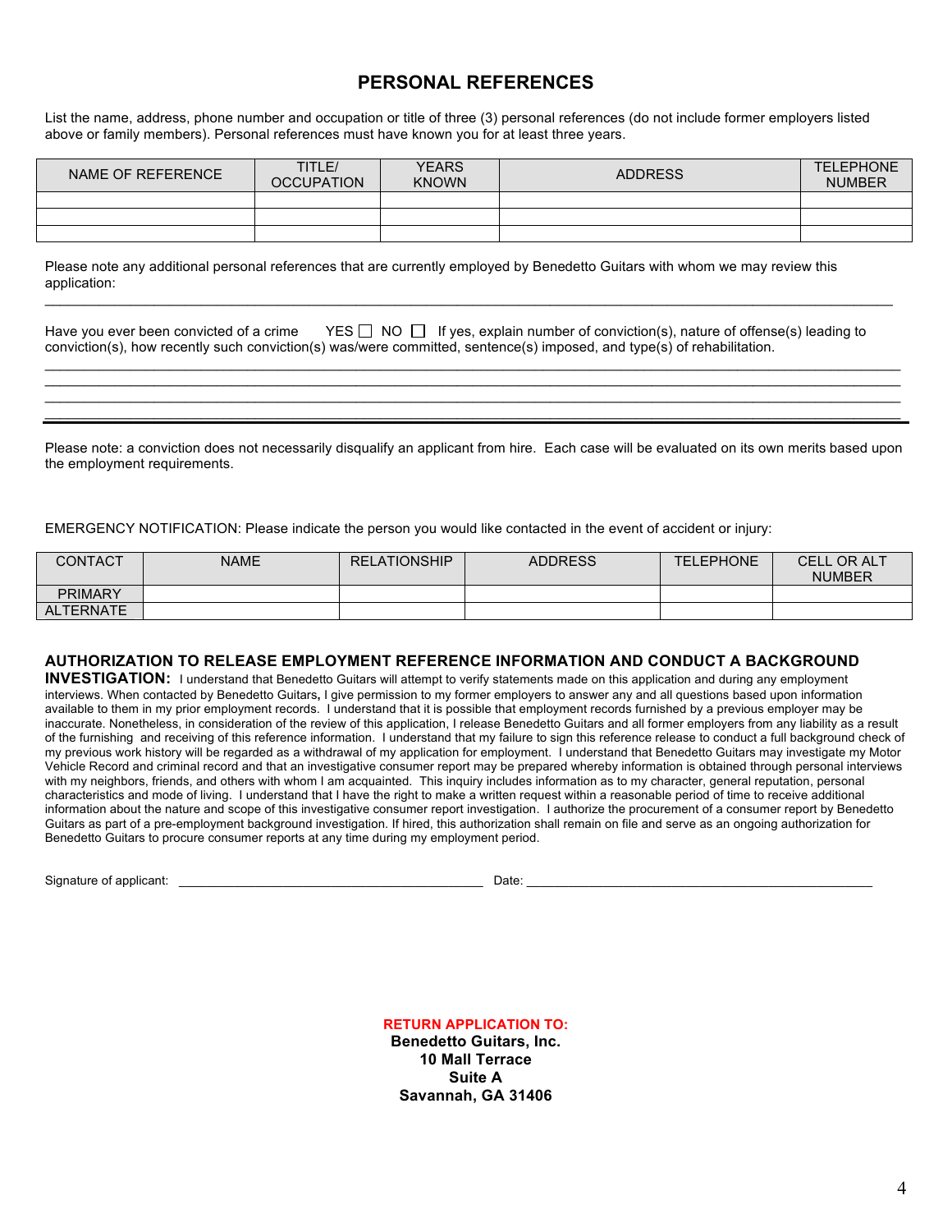# PERSONAL REFERENCES

List the name, address, phone number and occupation or title of three (3) personal references (do not include former employers listed above or family members). Personal references must have known you for at least three years.

| NAME OF REFERENCE | TITLE/ OCCUPATION | YEARS KNOWN | ADDRESS | TELEPHONE NUMBER |
|---|---|---|---|---|
| | | | | |
| | | | | |
| | | | | |

Please note any additional personal references that are currently employed by Benedetto Guitars with whom we may review this application:

\_\_\_\_\_\_\_\_\_\_\_\_\_\_\_\_\_\_\_\_\_\_\_\_\_\_\_\_\_\_\_\_\_\_\_\_\_\_\_\_\_\_\_\_\_\_\_\_\_\_\_\_\_\_\_\_\_\_\_\_\_\_\_\_\_\_\_\_\_\_\_\_\_\_\_\_

Have you ever been convicted of a crime YES ☐ NO ☐ If yes, explain number of conviction(s), nature of offense(s) leading to conviction(s), how recently such conviction(s) was/were committed, sentence(s) imposed, and type(s) of rehabilitation.

\_\_\_\_\_\_\_\_\_\_\_\_\_\_\_\_\_\_\_\_\_\_\_\_\_\_\_\_\_\_\_\_\_\_\_\_\_\_\_\_\_\_\_\_\_\_\_\_\_\_\_\_\_\_\_\_\_\_\_\_\_\_\_\_\_\_\_\_\_\_\_\_\_\_\_\_

\_\_\_\_\_\_\_\_\_\_\_\_\_\_\_\_\_\_\_\_\_\_\_\_\_\_\_\_\_\_\_\_\_\_\_\_\_\_\_\_\_\_\_\_\_\_\_\_\_\_\_\_\_\_\_\_\_\_\_\_\_\_\_\_\_\_\_\_\_\_\_\_\_\_\_\_

\_\_\_\_\_\_\_\_\_\_\_\_\_\_\_\_\_\_\_\_\_\_\_\_\_\_\_\_\_\_\_\_\_\_\_\_\_\_\_\_\_\_\_\_\_\_\_\_\_\_\_\_\_\_\_\_\_\_\_\_\_\_\_\_\_\_\_\_\_\_\_\_\_\_\_\_

Please note: a conviction does not necessarily disqualify an applicant from hire. Each case will be evaluated on its own merits based upon the employment requirements.

EMERGENCY NOTIFICATION: Please indicate the person you would like contacted in the event of accident or injury:

| CONTACT | NAME | RELATIONSHIP | ADDRESS | TELEPHONE | CELL OR ALT NUMBER |
|---|---|---|---|---|---|
| PRIMARY | | | | | |
| ALTERNATE | | | | | |

**AUTHORIZATION TO RELEASE EMPLOYMENT REFERENCE INFORMATION AND CONDUCT A BACKGROUND INVESTIGATION:** I understand that Benedetto Guitars will attempt to verify statements made on this application and during any employment interviews. When contacted by Benedetto Guitars**,** I give permission to my former employers to answer any and all questions based upon information available to them in my prior employment records. I understand that it is possible that employment records furnished by a previous employer may be inaccurate. Nonetheless, in consideration of the review of this application, I release Benedetto Guitars and all former employers from any liability as a result of the furnishing and receiving of this reference information. I understand that my failure to sign this reference release to conduct a full background check of my previous work history will be regarded as a withdrawal of my application for employment. I understand that Benedetto Guitars may investigate my Motor Vehicle Record and criminal record and that an investigative consumer report may be prepared whereby information is obtained through personal interviews with my neighbors, friends, and others with whom I am acquainted. This inquiry includes information as to my character, general reputation, personal characteristics and mode of living. I understand that I have the right to make a written request within a reasonable period of time to receive additional information about the nature and scope of this investigative consumer report investigation. I authorize the procurement of a consumer report by Benedetto Guitars as part of a pre-employment background investigation. If hired, this authorization shall remain on file and serve as an ongoing authorization for Benedetto Guitars to procure consumer reports at any time during my employment period.

Signature of applicant: \_\_\_\_\_\_\_\_\_\_\_\_\_\_\_\_\_\_\_\_\_\_\_\_\_\_\_\_\_\_\_\_\_\_\_\_ Date: \_\_\_\_\_\_\_\_\_\_\_\_\_\_\_\_\_\_\_\_\_\_\_\_\_\_\_\_\_\_\_\_\_\_\_\_

**RETURN APPLICATION TO:**
**Benedetto Guitars, Inc.**
**10 Mall Terrace**
**Suite A**
**Savannah, GA 31406**